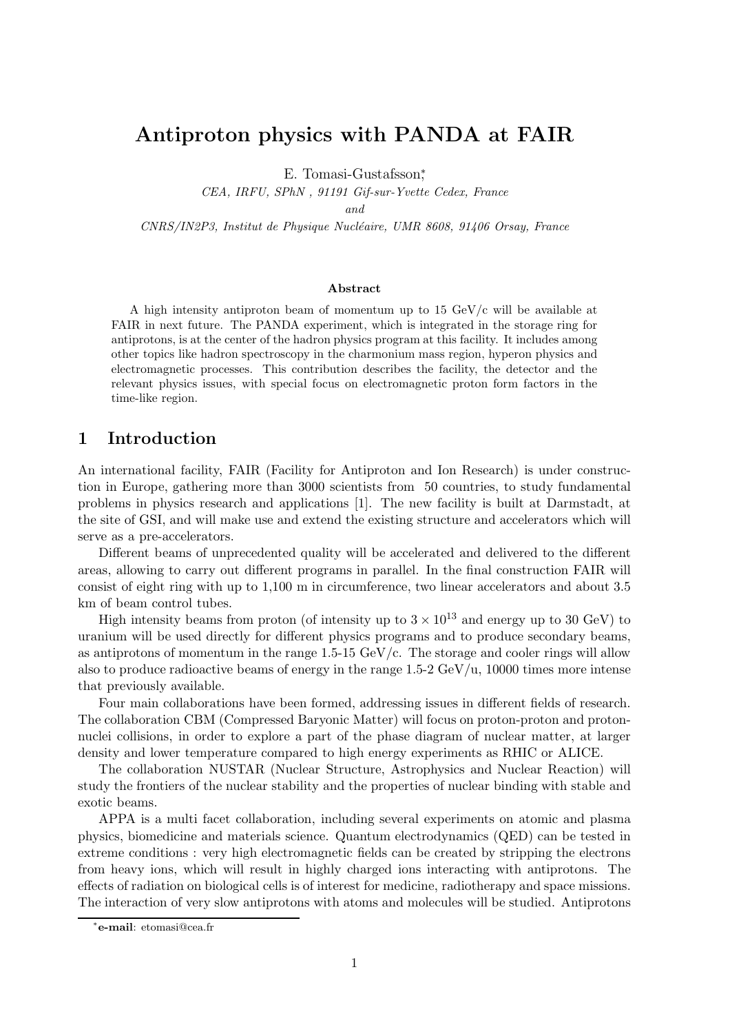# Antiproton physics with PANDA at FAIR

E. Tomasi-Gustafsson[*]

*CEA, IRFU, SPhN , 91191 Gif-sur-Yvette Cedex, France*

*and*

*CNRS/IN2P3, Institut de Physique Nucléaire, UMR 8608, 91406 Orsay, France*

### Abstract

A high intensity antiproton beam of momentum up to 15 GeV/c will be available at FAIR in next future. The PANDA experiment, which is integrated in the storage ring for antiprotons, is at the center of the hadron physics program at this facility. It includes among other topics like hadron spectroscopy in the charmonium mass region, hyperon physics and electromagnetic processes. This contribution describes the facility, the detector and the relevant physics issues, with special focus on electromagnetic proton form factors in the time-like region.

## 1 Introduction

An international facility, FAIR (Facility for Antiproton and Ion Research) is under construction in Europe, gathering more than 3000 scientists from 50 countries, to study fundamental problems in physics research and applications [1]. The new facility is built at Darmstadt, at the site of GSI, and will make use and extend the existing structure and accelerators which will serve as a pre-accelerators.

Different beams of unprecedented quality will be accelerated and delivered to the different areas, allowing to carry out different programs in parallel. In the final construction FAIR will consist of eight ring with up to 1,100 m in circumference, two linear accelerators and about 3.5 km of beam control tubes.

High intensity beams from proton (of intensity up to $3 \times 10^{13}$ and energy up to 30 GeV) to uranium will be used directly for different physics programs and to produce secondary beams, as antiprotons of momentum in the range 1.5-15 GeV/c. The storage and cooler rings will allow also to produce radioactive beams of energy in the range 1.5-2 GeV/u, 10000 times more intense that previously available.

Four main collaborations have been formed, addressing issues in different fields of research. The collaboration CBM (Compressed Baryonic Matter) will focus on proton-proton and proton-nuclei collisions, in order to explore a part of the phase diagram of nuclear matter, at larger density and lower temperature compared to high energy experiments as RHIC or ALICE.

The collaboration NUSTAR (Nuclear Structure, Astrophysics and Nuclear Reaction) will study the frontiers of the nuclear stability and the properties of nuclear binding with stable and exotic beams.

APPA is a multi facet collaboration, including several experiments on atomic and plasma physics, biomedicine and materials science. Quantum electrodynamics (QED) can be tested in extreme conditions : very high electromagnetic fields can be created by stripping the electrons from heavy ions, which will result in highly charged ions interacting with antiprotons. The effects of radiation on biological cells is of interest for medicine, radiotherapy and space missions. The interaction of very slow antiprotons with atoms and molecules will be studied. Antiprotons

[*] **e-mail**: etomasi@cea.fr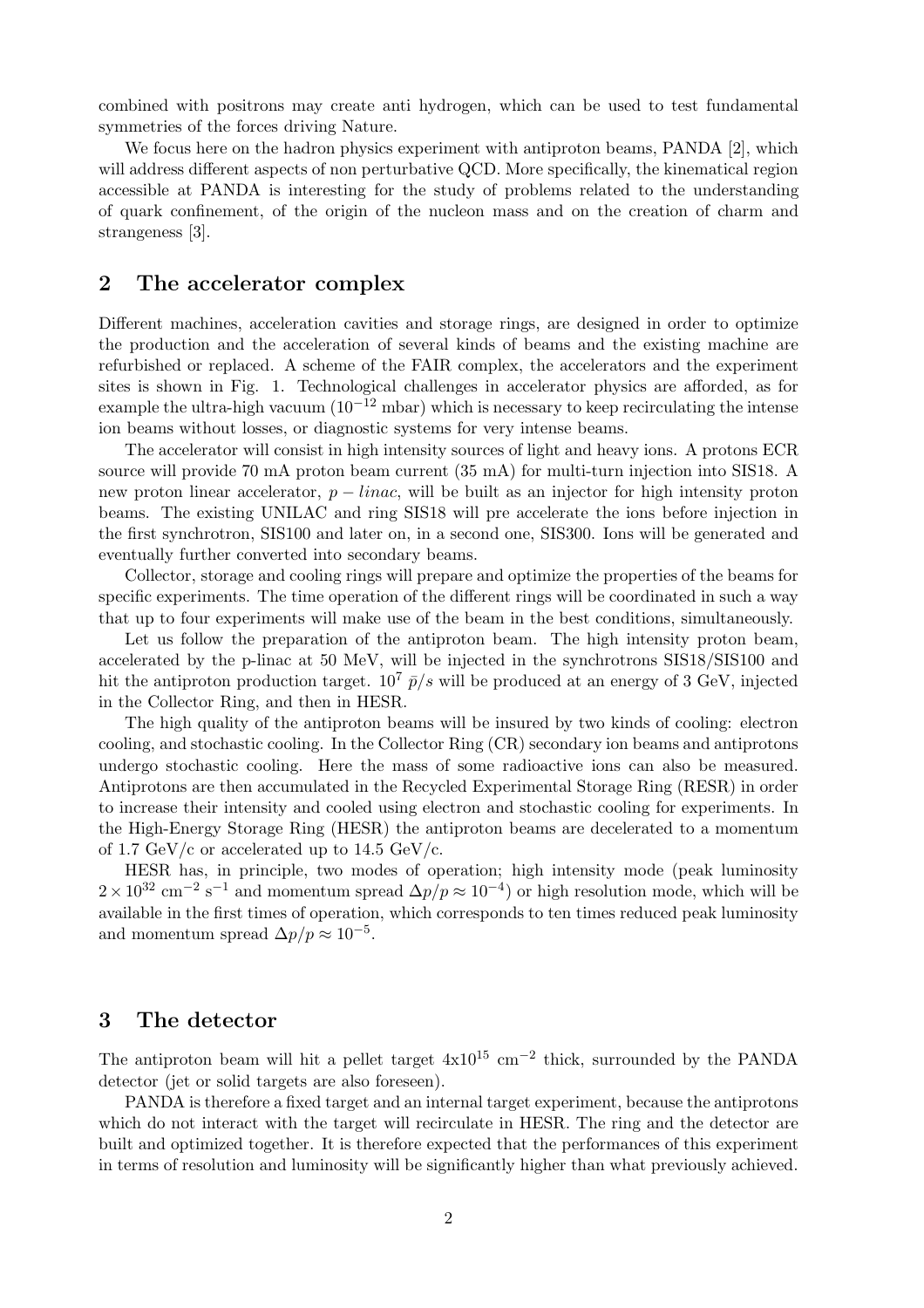combined with positrons may create anti hydrogen, which can be used to test fundamental symmetries of the forces driving Nature.

We focus here on the hadron physics experiment with antiproton beams, PANDA [2], which will address different aspects of non perturbative QCD. More specifically, the kinematical region accessible at PANDA is interesting for the study of problems related to the understanding of quark confinement, of the origin of the nucleon mass and on the creation of charm and strangeness [3].

## 2 The accelerator complex

Different machines, acceleration cavities and storage rings, are designed in order to optimize the production and the acceleration of several kinds of beams and the existing machine are refurbished or replaced. A scheme of the FAIR complex, the accelerators and the experiment sites is shown in Fig. 1. Technological challenges in accelerator physics are afforded, as for example the ultra-high vacuum ($10^{-12}$ mbar) which is necessary to keep recirculating the intense ion beams without losses, or diagnostic systems for very intense beams.

The accelerator will consist in high intensity sources of light and heavy ions. A protons ECR source will provide 70 mA proton beam current (35 mA) for multi-turn injection into SIS18. A new proton linear accelerator, $p-linac$, will be built as an injector for high intensity proton beams. The existing UNILAC and ring SIS18 will pre accelerate the ions before injection in the first synchrotron, SIS100 and later on, in a second one, SIS300. Ions will be generated and eventually further converted into secondary beams.

Collector, storage and cooling rings will prepare and optimize the properties of the beams for specific experiments. The time operation of the different rings will be coordinated in such a way that up to four experiments will make use of the beam in the best conditions, simultaneously.

Let us follow the preparation of the antiproton beam. The high intensity proton beam, accelerated by the p-linac at 50 MeV, will be injected in the synchrotrons SIS18/SIS100 and hit the antiproton production target. $10^7$ $\bar{p}/s$ will be produced at an energy of 3 GeV, injected in the Collector Ring, and then in HESR.

The high quality of the antiproton beams will be insured by two kinds of cooling: electron cooling, and stochastic cooling. In the Collector Ring (CR) secondary ion beams and antiprotons undergo stochastic cooling. Here the mass of some radioactive ions can also be measured. Antiprotons are then accumulated in the Recycled Experimental Storage Ring (RESR) in order to increase their intensity and cooled using electron and stochastic cooling for experiments. In the High-Energy Storage Ring (HESR) the antiproton beams are decelerated to a momentum of 1.7 GeV/c or accelerated up to 14.5 GeV/c.

HESR has, in principle, two modes of operation; high intensity mode (peak luminosity $2 \times 10^{32}$ cm$^{-2}$ s$^{-1}$ and momentum spread $\Delta p/p \approx 10^{-4}$) or high resolution mode, which will be available in the first times of operation, which corresponds to ten times reduced peak luminosity and momentum spread $\Delta p/p \approx 10^{-5}$.

## 3 The detector

The antiproton beam will hit a pellet target 4x$10^{15}$ cm$^{-2}$ thick, surrounded by the PANDA detector (jet or solid targets are also foreseen).

PANDA is therefore a fixed target and an internal target experiment, because the antiprotons which do not interact with the target will recirculate in HESR. The ring and the detector are built and optimized together. It is therefore expected that the performances of this experiment in terms of resolution and luminosity will be significantly higher than what previously achieved.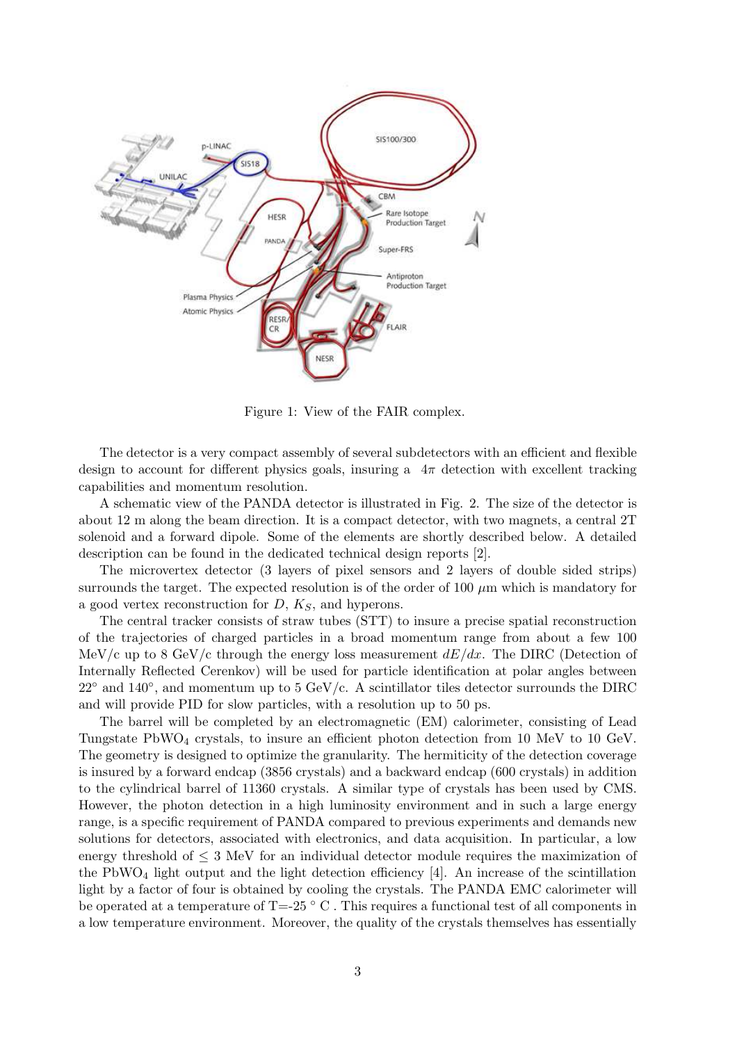Figure 1: View of the FAIR complex.

The detector is a very compact assembly of several subdetectors with an efficient and flexible design to account for different physics goals, insuring a $4\pi$ detection with excellent tracking capabilities and momentum resolution.

A schematic view of the PANDA detector is illustrated in Fig. 2. The size of the detector is about 12 m along the beam direction. It is a compact detector, with two magnets, a central 2T solenoid and a forward dipole. Some of the elements are shortly described below. A detailed description can be found in the dedicated technical design reports [2].

The microvertex detector (3 layers of pixel sensors and 2 layers of double sided strips) surrounds the target. The expected resolution is of the order of 100 $\mu$m which is mandatory for a good vertex reconstruction for $D$, $K_S$, and hyperons.

The central tracker consists of straw tubes (STT) to insure a precise spatial reconstruction of the trajectories of charged particles in a broad momentum range from about a few 100 MeV/c up to 8 GeV/c through the energy loss measurement $dE/dx$. The DIRC (Detection of Internally Reflected Cerenkov) will be used for particle identification at polar angles between $22^\circ$ and $140^\circ$, and momentum up to 5 GeV/c. A scintillator tiles detector surrounds the DIRC and will provide PID for slow particles, with a resolution up to 50 ps.

The barrel will be completed by an electromagnetic (EM) calorimeter, consisting of Lead Tungstate $PbWO_4$ crystals, to insure an efficient photon detection from 10 MeV to 10 GeV. The geometry is designed to optimize the granularity. The hermiticity of the detection coverage is insured by a forward endcap (3856 crystals) and a backward endcap (600 crystals) in addition to the cylindrical barrel of 11360 crystals. A similar type of crystals has been used by CMS. However, the photon detection in a high luminosity environment and in such a large energy range, is a specific requirement of PANDA compared to previous experiments and demands new solutions for detectors, associated with electronics, and data acquisition. In particular, a low energy threshold of $\leq 3$ MeV for an individual detector module requires the maximization of the $PbWO_4$ light output and the light detection efficiency [4]. An increase of the scintillation light by a factor of four is obtained by cooling the crystals. The PANDA EMC calorimeter will be operated at a temperature of T=-25 $^\circ$ C . This requires a functional test of all components in a low temperature environment. Moreover, the quality of the crystals themselves has essentially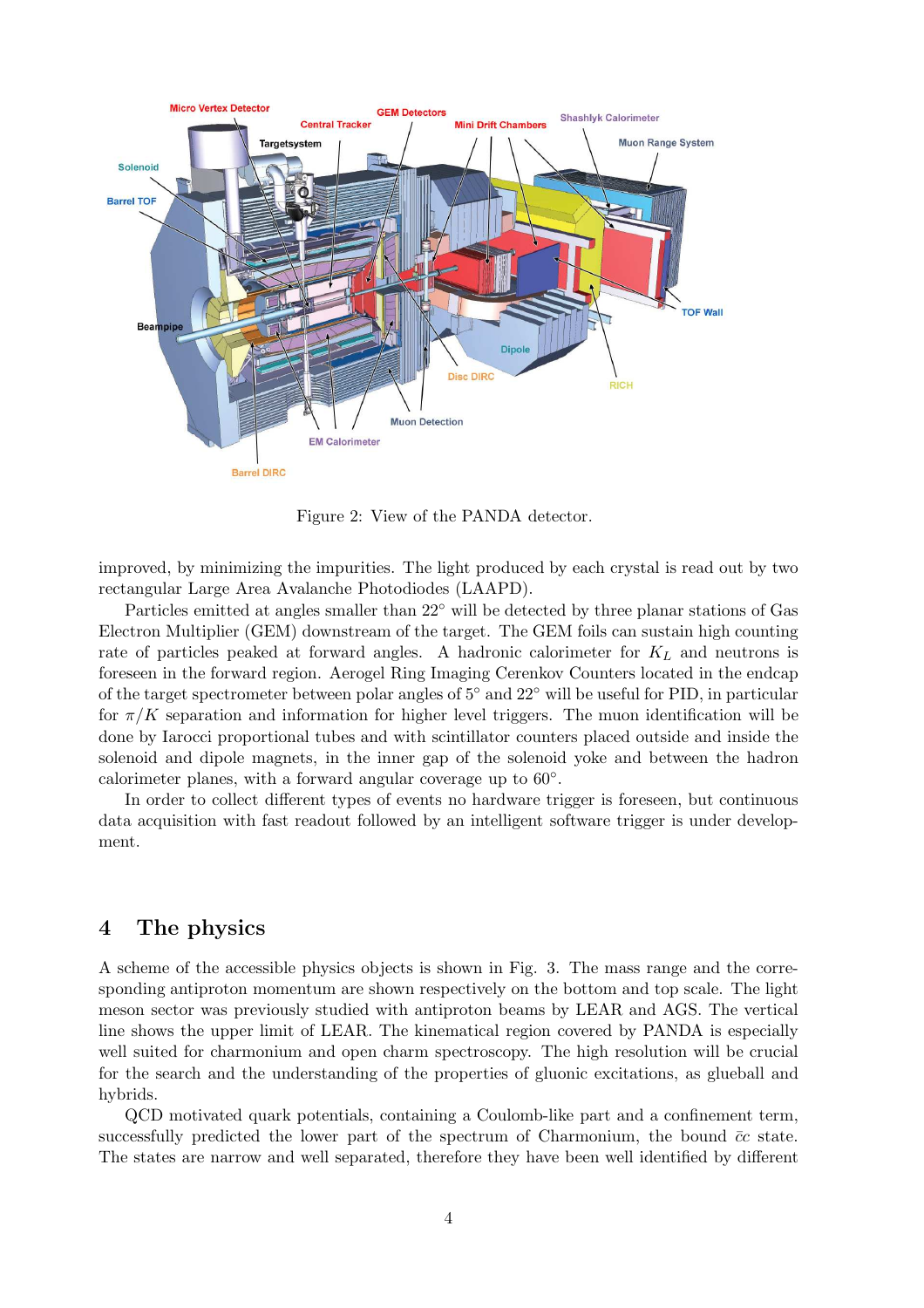Figure 2: View of the PANDA detector.

improved, by minimizing the impurities. The light produced by each crystal is read out by two rectangular Large Area Avalanche Photodiodes (LAAPD).

Particles emitted at angles smaller than 22° will be detected by three planar stations of Gas Electron Multiplier (GEM) downstream of the target. The GEM foils can sustain high counting rate of particles peaked at forward angles. A hadronic calorimeter for $K_L$ and neutrons is foreseen in the forward region. Aerogel Ring Imaging Cerenkov Counters located in the endcap of the target spectrometer between polar angles of 5° and 22° will be useful for PID, in particular for $\pi/K$ separation and information for higher level triggers. The muon identification will be done by Iarocci proportional tubes and with scintillator counters placed outside and inside the solenoid and dipole magnets, in the inner gap of the solenoid yoke and between the hadron calorimeter planes, with a forward angular coverage up to 60°.

In order to collect different types of events no hardware trigger is foreseen, but continuous data acquisition with fast readout followed by an intelligent software trigger is under development.

## 4 The physics

A scheme of the accessible physics objects is shown in Fig. 3. The mass range and the corresponding antiproton momentum are shown respectively on the bottom and top scale. The light meson sector was previously studied with antiproton beams by LEAR and AGS. The vertical line shows the upper limit of LEAR. The kinematical region covered by PANDA is especially well suited for charmonium and open charm spectroscopy. The high resolution will be crucial for the search and the understanding of the properties of gluonic excitations, as glueball and hybrids.

QCD motivated quark potentials, containing a Coulomb-like part and a confinement term, successfully predicted the lower part of the spectrum of Charmonium, the bound $\bar{c}c$ state. The states are narrow and well separated, therefore they have been well identified by different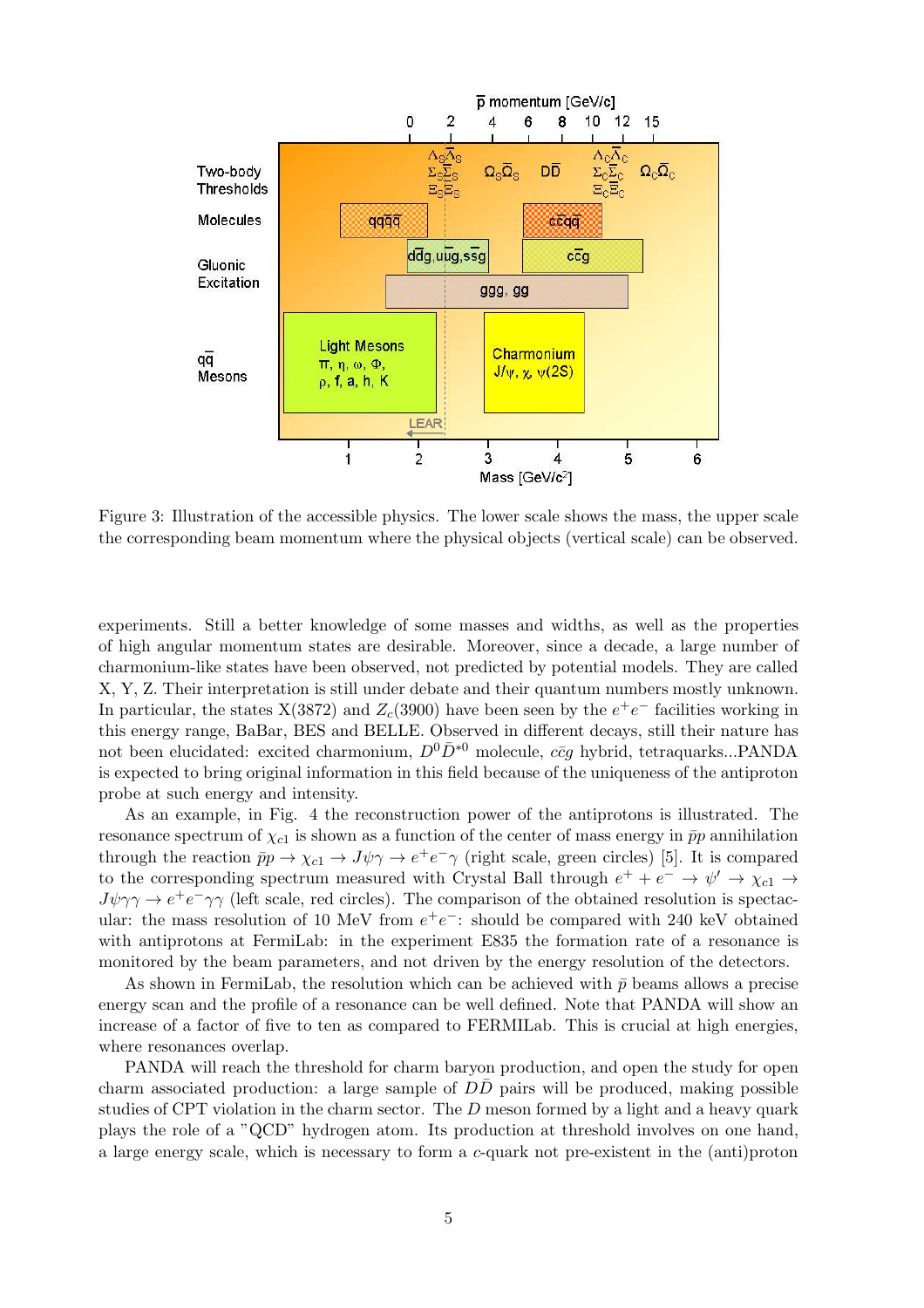Figure 3: Illustration of the accessible physics. The lower scale shows the mass, the upper scale the corresponding beam momentum where the physical objects (vertical scale) can be observed.

experiments. Still a better knowledge of some masses and widths, as well as the properties of high angular momentum states are desirable. Moreover, since a decade, a large number of charmonium-like states have been observed, not predicted by potential models. They are called X, Y, Z. Their interpretation is still under debate and their quantum numbers mostly unknown. In particular, the states X(3872) and $Z_c(3900)$ have been seen by the $e^+e^-$ facilities working in this energy range, BaBar, BES and BELLE. Observed in different decays, still their nature has not been elucidated: excited charmonium, $D^0\bar{D}^{*0}$ molecule, $c\bar{c}g$ hybrid, tetraquarks...PANDA is expected to bring original information in this field because of the uniqueness of the antiproton probe at such energy and intensity.

As an example, in Fig. 4 the reconstruction power of the antiprotons is illustrated. The resonance spectrum of $\chi_{c1}$ is shown as a function of the center of mass energy in $\bar{p}p$ annihilation through the reaction $\bar{p}p \to \chi_{c1} \to J\psi\gamma \to e^+e^-\gamma$ (right scale, green circles) [5]. It is compared to the corresponding spectrum measured with Crystal Ball through $e^+ + e^- \to \psi' \to \chi_{c1} \to J\psi\gamma\gamma \to e^+e^-\gamma\gamma$ (left scale, red circles). The comparison of the obtained resolution is spectacular: the mass resolution of 10 MeV from $e^+e^-$: should be compared with 240 keV obtained with antiprotons at FermiLab: in the experiment E835 the formation rate of a resonance is monitored by the beam parameters, and not driven by the energy resolution of the detectors.

As shown in FermiLab, the resolution which can be achieved with $\bar{p}$ beams allows a precise energy scan and the profile of a resonance can be well defined. Note that PANDA will show an increase of a factor of five to ten as compared to FERMILab. This is crucial at high energies, where resonances overlap.

PANDA will reach the threshold for charm baryon production, and open the study for open charm associated production: a large sample of $D\bar{D}$ pairs will be produced, making possible studies of CPT violation in the charm sector. The $D$ meson formed by a light and a heavy quark plays the role of a "QCD" hydrogen atom. Its production at threshold involves on one hand, a large energy scale, which is necessary to form a $c$-quark not pre-existent in the (anti)proton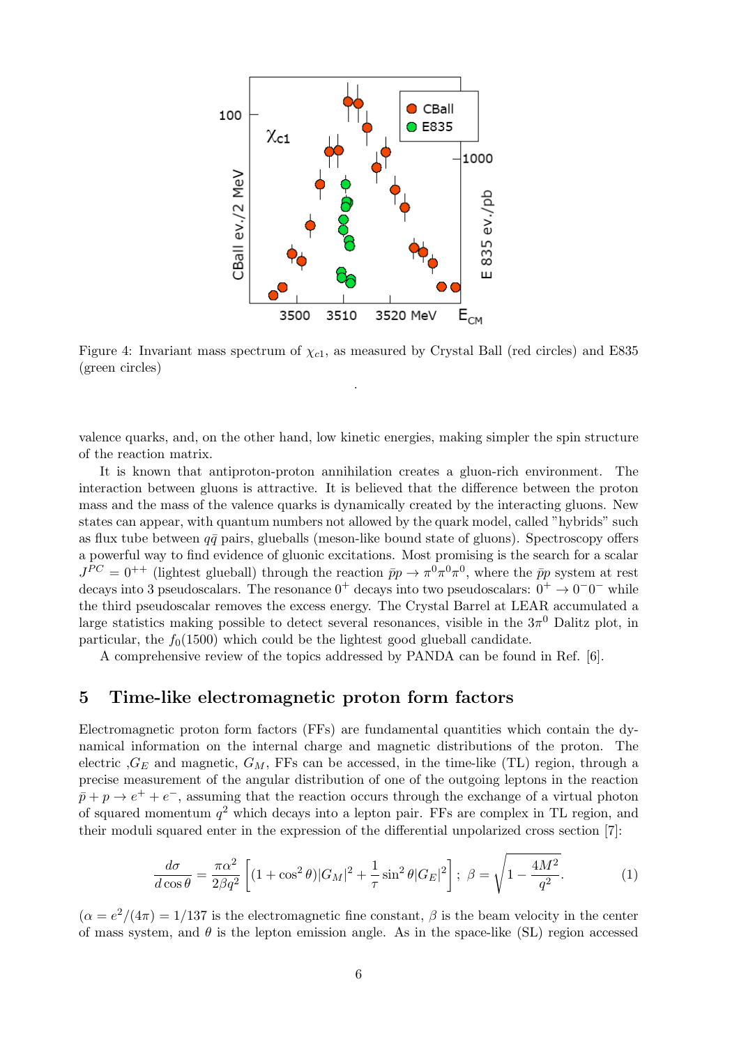Figure 4: Invariant mass spectrum of $\chi_{c1}$, as measured by Crystal Ball (red circles) and E835 (green circles)

valence quarks, and, on the other hand, low kinetic energies, making simpler the spin structure of the reaction matrix.

It is known that antiproton-proton annihilation creates a gluon-rich environment. The interaction between gluons is attractive. It is believed that the difference between the proton mass and the mass of the valence quarks is dynamically created by the interacting gluons. New states can appear, with quantum numbers not allowed by the quark model, called "hybrids" such as flux tube between $q\bar{q}$ pairs, glueballs (meson-like bound state of gluons). Spectroscopy offers a powerful way to find evidence of gluonic excitations. Most promising is the search for a scalar $J^{PC} = 0^{++}$ (lightest glueball) through the reaction $\bar{p}p \to \pi^0\pi^0\pi^0$, where the $\bar{p}p$ system at rest decays into 3 pseudoscalars. The resonance $0^+$ decays into two pseudoscalars: $0^+ \to 0^-0^-$ while the third pseudoscalar removes the excess energy. The Crystal Barrel at LEAR accumulated a large statistics making possible to detect several resonances, visible in the $3\pi^0$ Dalitz plot, in particular, the $f_0(1500)$ which could be the lightest good glueball candidate.

A comprehensive review of the topics addressed by PANDA can be found in Ref. [6].

## 5 Time-like electromagnetic proton form factors

Electromagnetic proton form factors (FFs) are fundamental quantities which contain the dynamical information on the internal charge and magnetic distributions of the proton. The electric ,$G_E$ and magnetic, $G_M$, FFs can be accessed, in the time-like (TL) region, through a precise measurement of the angular distribution of one of the outgoing leptons in the reaction $\bar{p} + p \to e^+ + e^-$, assuming that the reaction occurs through the exchange of a virtual photon of squared momentum $q^2$ which decays into a lepton pair. FFs are complex in TL region, and their moduli squared enter in the expression of the differential unpolarized cross section [7]:

$$\frac{d\sigma}{d\cos\theta} = \frac{\pi\alpha^2}{2\beta q^2}\left[(1+\cos^2\theta)|G_M|^2 + \frac{1}{\tau}\sin^2\theta|G_E|^2\right];\ \beta = \sqrt{1-\frac{4M^2}{q^2}}. \quad (1)$$

($\alpha = e^2/(4\pi) = 1/137$ is the electromagnetic fine constant, $\beta$ is the beam velocity in the center of mass system, and $\theta$ is the lepton emission angle. As in the space-like (SL) region accessed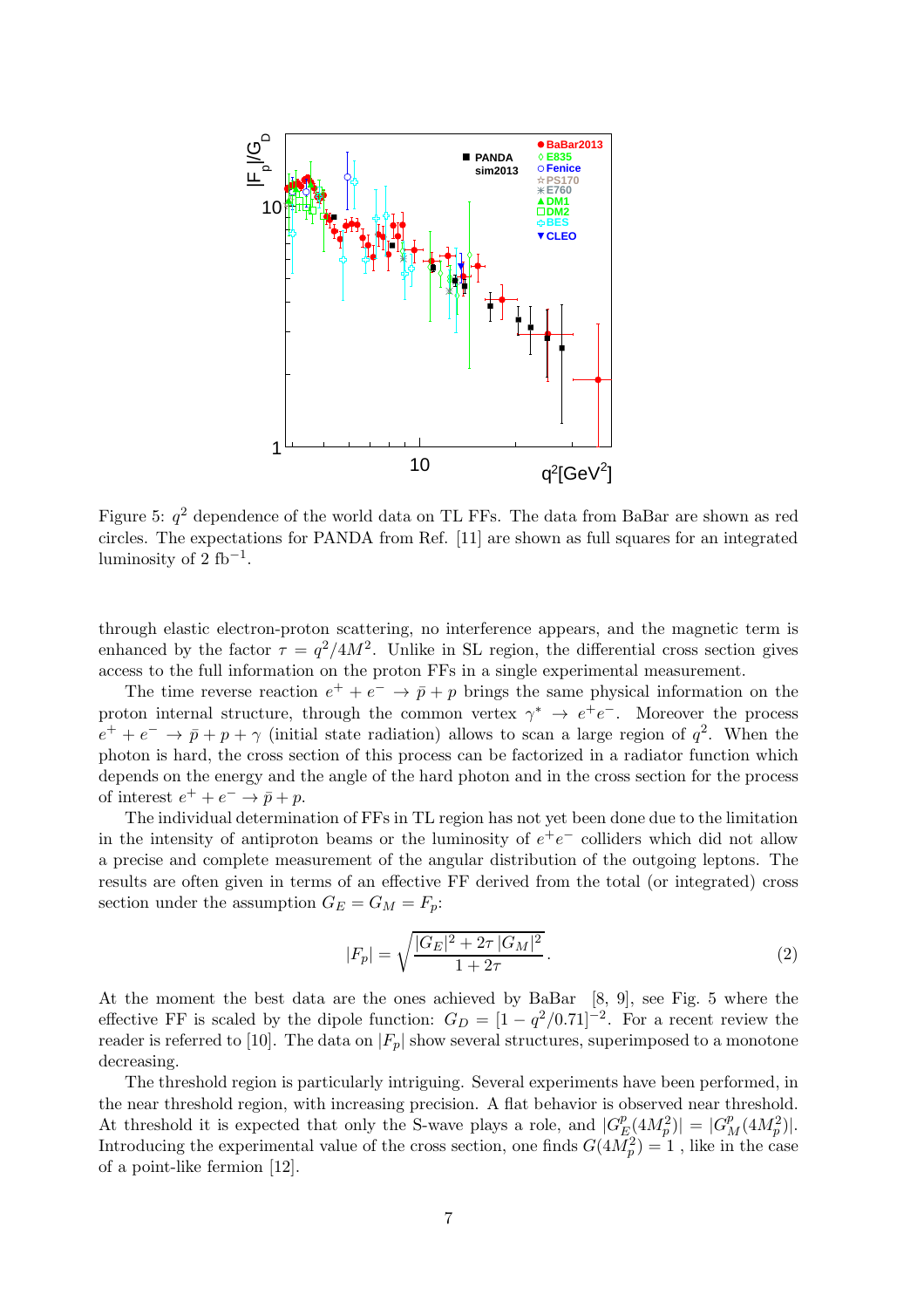Figure 5: $q^2$ dependence of the world data on TL FFs. The data from BaBar are shown as red circles. The expectations for PANDA from Ref. [11] are shown as full squares for an integrated luminosity of 2 fb$^{-1}$.

through elastic electron-proton scattering, no interference appears, and the magnetic term is enhanced by the factor $\tau = q^2/4M^2$. Unlike in SL region, the differential cross section gives access to the full information on the proton FFs in a single experimental measurement.

The time reverse reaction $e^+ + e^- \to \bar{p} + p$ brings the same physical information on the proton internal structure, through the common vertex $\gamma^* \to e^+e^-$. Moreover the process $e^+ + e^- \to \bar{p} + p + \gamma$ (initial state radiation) allows to scan a large region of $q^2$. When the photon is hard, the cross section of this process can be factorized in a radiator function which depends on the energy and the angle of the hard photon and in the cross section for the process of interest $e^+ + e^- \to \bar{p} + p$.

The individual determination of FFs in TL region has not yet been done due to the limitation in the intensity of antiproton beams or the luminosity of $e^+e^-$ colliders which did not allow a precise and complete measurement of the angular distribution of the outgoing leptons. The results are often given in terms of an effective FF derived from the total (or integrated) cross section under the assumption $G_E = G_M = F_p$:

$$|F_p| = \sqrt{\frac{|G_E|^2 + 2\tau\,|G_M|^2}{1 + 2\tau}}. \tag{2}$$

At the moment the best data are the ones achieved by BaBar [8, 9], see Fig. 5 where the effective FF is scaled by the dipole function: $G_D = [1 - q^2/0.71]^{-2}$. For a recent review the reader is referred to [10]. The data on $|F_p|$ show several structures, superimposed to a monotone decreasing.

The threshold region is particularly intriguing. Several experiments have been performed, in the near threshold region, with increasing precision. A flat behavior is observed near threshold. At threshold it is expected that only the S-wave plays a role, and $|G_E^p(4M_p^2)| = |G_M^p(4M_p^2)|$. Introducing the experimental value of the cross section, one finds $G(4M_p^2) = 1$, like in the case of a point-like fermion [12].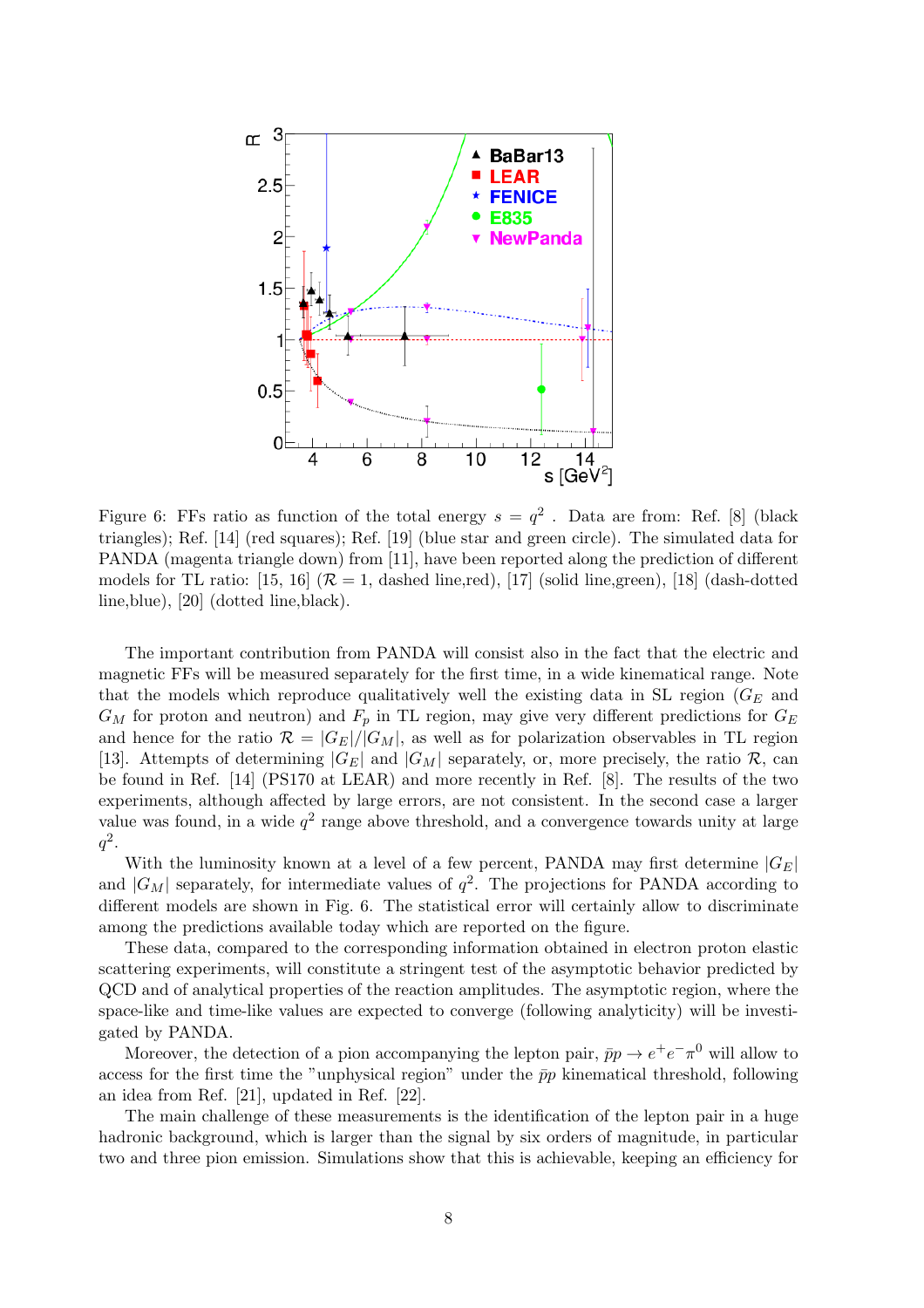Figure 6: FFs ratio as function of the total energy $s = q^2$ . Data are from: Ref. [8] (black triangles); Ref. [14] (red squares); Ref. [19] (blue star and green circle). The simulated data for PANDA (magenta triangle down) from [11], have been reported along the prediction of different models for TL ratio: [15, 16] ($\mathcal{R} = 1$, dashed line,red), [17] (solid line,green), [18] (dash-dotted line,blue), [20] (dotted line,black).

The important contribution from PANDA will consist also in the fact that the electric and magnetic FFs will be measured separately for the first time, in a wide kinematical range. Note that the models which reproduce qualitatively well the existing data in SL region ($G_E$ and $G_M$ for proton and neutron) and $F_p$ in TL region, may give very different predictions for $G_E$ and hence for the ratio $\mathcal{R} = |G_E|/|G_M|$, as well as for polarization observables in TL region [13]. Attempts of determining $|G_E|$ and $|G_M|$ separately, or, more precisely, the ratio $\mathcal{R}$, can be found in Ref. [14] (PS170 at LEAR) and more recently in Ref. [8]. The results of the two experiments, although affected by large errors, are not consistent. In the second case a larger value was found, in a wide $q^2$ range above threshold, and a convergence towards unity at large $q^2$.

With the luminosity known at a level of a few percent, PANDA may first determine $|G_E|$ and $|G_M|$ separately, for intermediate values of $q^2$. The projections for PANDA according to different models are shown in Fig. 6. The statistical error will certainly allow to discriminate among the predictions available today which are reported on the figure.

These data, compared to the corresponding information obtained in electron proton elastic scattering experiments, will constitute a stringent test of the asymptotic behavior predicted by QCD and of analytical properties of the reaction amplitudes. The asymptotic region, where the space-like and time-like values are expected to converge (following analyticity) will be investigated by PANDA.

Moreover, the detection of a pion accompanying the lepton pair, $\bar{p}p \to e^+e^-\pi^0$ will allow to access for the first time the "unphysical region" under the $\bar{p}p$ kinematical threshold, following an idea from Ref. [21], updated in Ref. [22].

The main challenge of these measurements is the identification of the lepton pair in a huge hadronic background, which is larger than the signal by six orders of magnitude, in particular two and three pion emission. Simulations show that this is achievable, keeping an efficiency for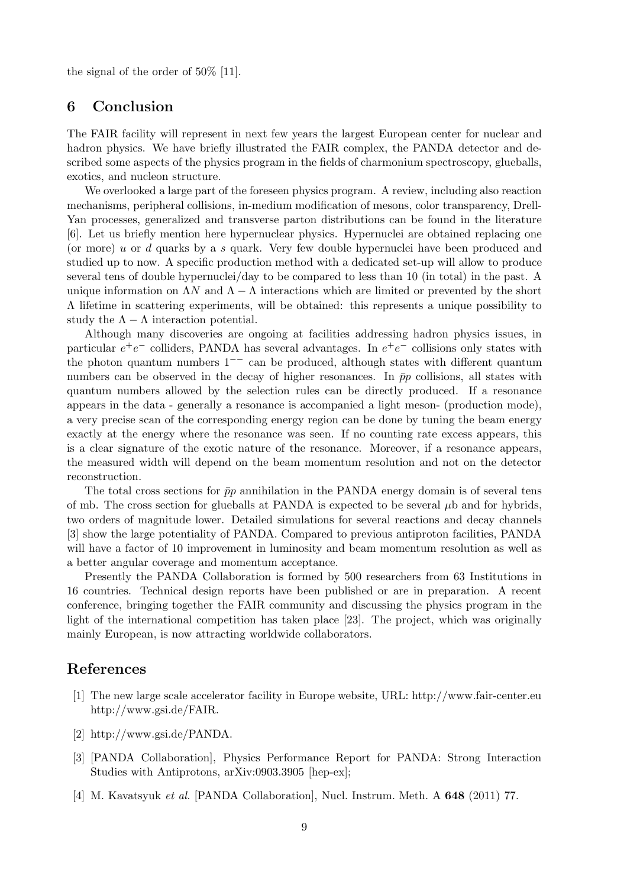the signal of the order of 50% [11].

## 6 Conclusion

The FAIR facility will represent in next few years the largest European center for nuclear and hadron physics. We have briefly illustrated the FAIR complex, the PANDA detector and described some aspects of the physics program in the fields of charmonium spectroscopy, glueballs, exotics, and nucleon structure.

We overlooked a large part of the foreseen physics program. A review, including also reaction mechanisms, peripheral collisions, in-medium modification of mesons, color transparency, Drell-Yan processes, generalized and transverse parton distributions can be found in the literature [6]. Let us briefly mention here hypernuclear physics. Hypernuclei are obtained replacing one (or more) $u$ or $d$ quarks by a $s$ quark. Very few double hypernuclei have been produced and studied up to now. A specific production method with a dedicated set-up will allow to produce several tens of double hypernuclei/day to be compared to less than 10 (in total) in the past. A unique information on $\Lambda N$ and $\Lambda - \Lambda$ interactions which are limited or prevented by the short $\Lambda$ lifetime in scattering experiments, will be obtained: this represents a unique possibility to study the $\Lambda - \Lambda$ interaction potential.

Although many discoveries are ongoing at facilities addressing hadron physics issues, in particular $e^+e^-$ colliders, PANDA has several advantages. In $e^+e^-$ collisions only states with the photon quantum numbers $1^{--}$ can be produced, although states with different quantum numbers can be observed in the decay of higher resonances. In $\bar{p}p$ collisions, all states with quantum numbers allowed by the selection rules can be directly produced. If a resonance appears in the data - generally a resonance is accompanied a light meson- (production mode), a very precise scan of the corresponding energy region can be done by tuning the beam energy exactly at the energy where the resonance was seen. If no counting rate excess appears, this is a clear signature of the exotic nature of the resonance. Moreover, if a resonance appears, the measured width will depend on the beam momentum resolution and not on the detector reconstruction.

The total cross sections for $\bar{p}p$ annihilation in the PANDA energy domain is of several tens of mb. The cross section for glueballs at PANDA is expected to be several $\mu$b and for hybrids, two orders of magnitude lower. Detailed simulations for several reactions and decay channels [3] show the large potentiality of PANDA. Compared to previous antiproton facilities, PANDA will have a factor of 10 improvement in luminosity and beam momentum resolution as well as a better angular coverage and momentum acceptance.

Presently the PANDA Collaboration is formed by 500 researchers from 63 Institutions in 16 countries. Technical design reports have been published or are in preparation. A recent conference, bringing together the FAIR community and discussing the physics program in the light of the international competition has taken place [23]. The project, which was originally mainly European, is now attracting worldwide collaborators.

## References

[1] The new large scale accelerator facility in Europe website, URL: http://www.fair-center.eu http://www.gsi.de/FAIR.

[2] http://www.gsi.de/PANDA.

[3] [PANDA Collaboration], Physics Performance Report for PANDA: Strong Interaction Studies with Antiprotons, arXiv:0903.3905 [hep-ex];

[4] M. Kavatsyuk *et al.* [PANDA Collaboration], Nucl. Instrum. Meth. A **648** (2011) 77.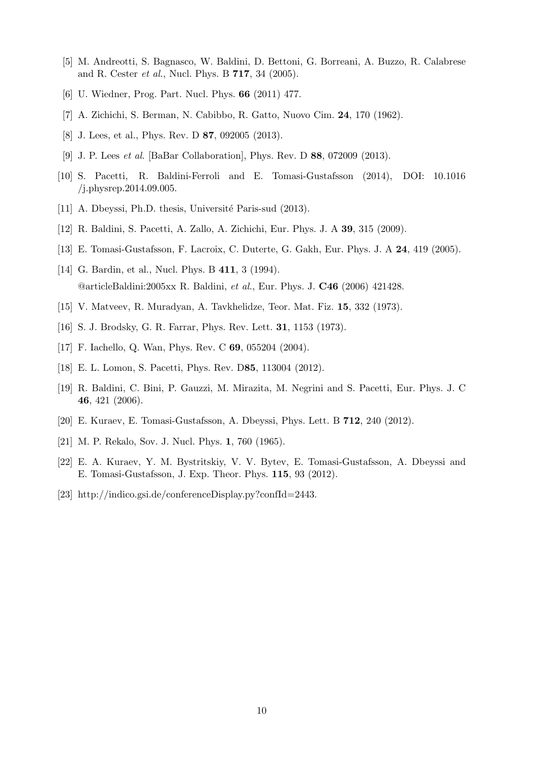[5] M. Andreotti, S. Bagnasco, W. Baldini, D. Bettoni, G. Borreani, A. Buzzo, R. Calabrese and R. Cester *et al.*, Nucl. Phys. B **717**, 34 (2005).

[6] U. Wiedner, Prog. Part. Nucl. Phys. **66** (2011) 477.

[7] A. Zichichi, S. Berman, N. Cabibbo, R. Gatto, Nuovo Cim. **24**, 170 (1962).

[8] J. Lees, et al., Phys. Rev. D **87**, 092005 (2013).

[9] J. P. Lees *et al.* [BaBar Collaboration], Phys. Rev. D **88**, 072009 (2013).

[10] S. Pacetti, R. Baldini-Ferroli and E. Tomasi-Gustafsson (2014), DOI: 10.1016 /j.physrep.2014.09.005.

[11] A. Dbeyssi, Ph.D. thesis, Université Paris-sud (2013).

[12] R. Baldini, S. Pacetti, A. Zallo, A. Zichichi, Eur. Phys. J. A **39**, 315 (2009).

[13] E. Tomasi-Gustafsson, F. Lacroix, C. Duterte, G. Gakh, Eur. Phys. J. A **24**, 419 (2005).

[14] G. Bardin, et al., Nucl. Phys. B **411**, 3 (1994).
@articleBaldini:2005xx R. Baldini, *et al.*, Eur. Phys. J. **C46** (2006) 421428.

[15] V. Matveev, R. Muradyan, A. Tavkhelidze, Teor. Mat. Fiz. **15**, 332 (1973).

[16] S. J. Brodsky, G. R. Farrar, Phys. Rev. Lett. **31**, 1153 (1973).

[17] F. Iachello, Q. Wan, Phys. Rev. C **69**, 055204 (2004).

[18] E. L. Lomon, S. Pacetti, Phys. Rev. D**85**, 113004 (2012).

[19] R. Baldini, C. Bini, P. Gauzzi, M. Mirazita, M. Negrini and S. Pacetti, Eur. Phys. J. C **46**, 421 (2006).

[20] E. Kuraev, E. Tomasi-Gustafsson, A. Dbeyssi, Phys. Lett. B **712**, 240 (2012).

[21] M. P. Rekalo, Sov. J. Nucl. Phys. **1**, 760 (1965).

[22] E. A. Kuraev, Y. M. Bystritskiy, V. V. Bytev, E. Tomasi-Gustafsson, A. Dbeyssi and E. Tomasi-Gustafsson, J. Exp. Theor. Phys. **115**, 93 (2012).

[23] http://indico.gsi.de/conferenceDisplay.py?confId=2443.